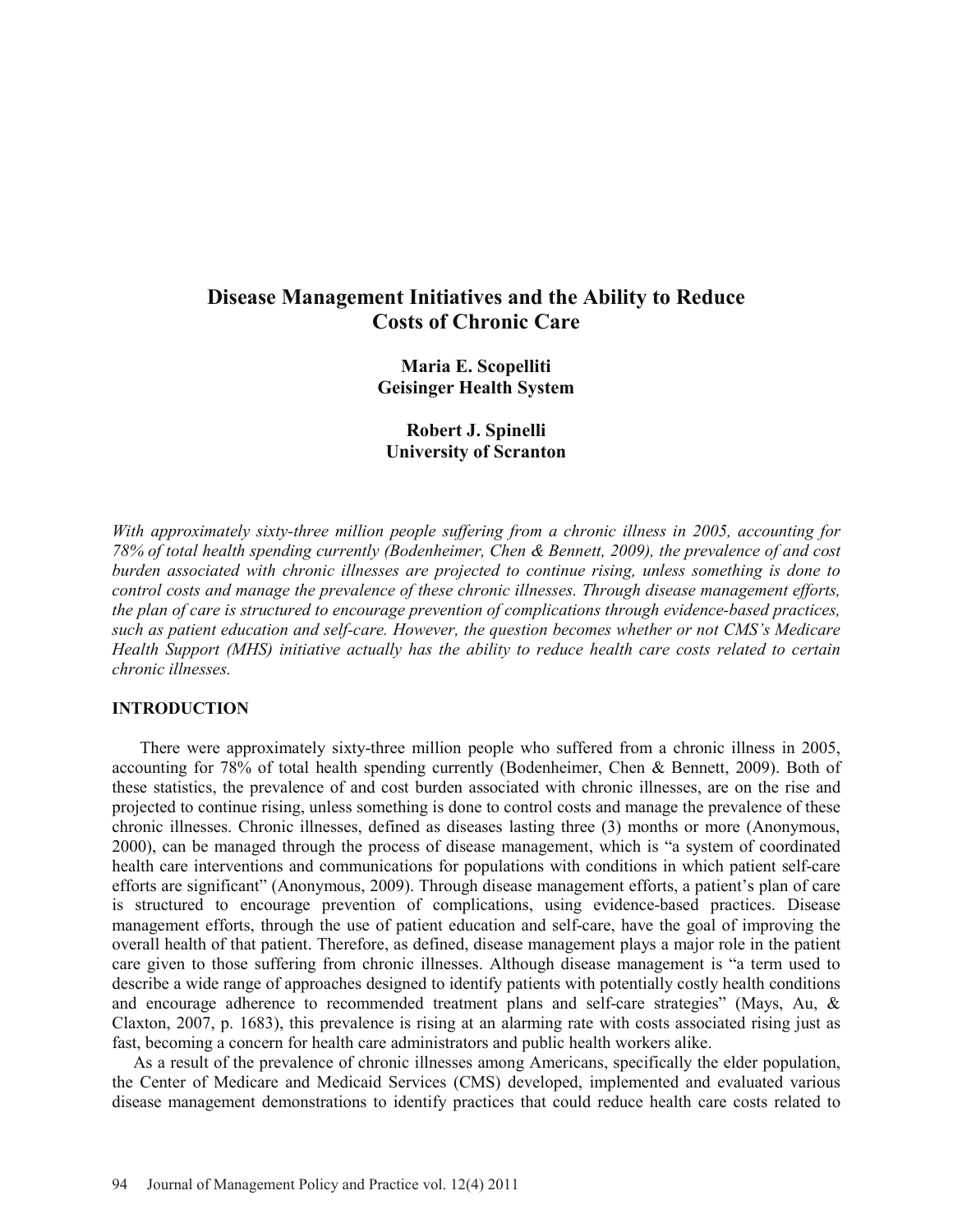# Disease Management Initiatives and the Ability to Reduce Costs of Chronic Care

**Maria E. Scopelliti**
**Geisinger Health System**

**Robert J. Spinelli**
**University of Scranton**

*With approximately sixty-three million people suffering from a chronic illness in 2005, accounting for 78% of total health spending currently (Bodenheimer, Chen & Bennett, 2009), the prevalence of and cost burden associated with chronic illnesses are projected to continue rising, unless something is done to control costs and manage the prevalence of these chronic illnesses. Through disease management efforts, the plan of care is structured to encourage prevention of complications through evidence-based practices, such as patient education and self-care. However, the question becomes whether or not CMS's Medicare Health Support (MHS) initiative actually has the ability to reduce health care costs related to certain chronic illnesses.*

## INTRODUCTION

There were approximately sixty-three million people who suffered from a chronic illness in 2005, accounting for 78% of total health spending currently (Bodenheimer, Chen & Bennett, 2009). Both of these statistics, the prevalence of and cost burden associated with chronic illnesses, are on the rise and projected to continue rising, unless something is done to control costs and manage the prevalence of these chronic illnesses. Chronic illnesses, defined as diseases lasting three (3) months or more (Anonymous, 2000), can be managed through the process of disease management, which is "a system of coordinated health care interventions and communications for populations with conditions in which patient self-care efforts are significant" (Anonymous, 2009). Through disease management efforts, a patient's plan of care is structured to encourage prevention of complications, using evidence-based practices. Disease management efforts, through the use of patient education and self-care, have the goal of improving the overall health of that patient. Therefore, as defined, disease management plays a major role in the patient care given to those suffering from chronic illnesses. Although disease management is "a term used to describe a wide range of approaches designed to identify patients with potentially costly health conditions and encourage adherence to recommended treatment plans and self-care strategies" (Mays, Au, & Claxton, 2007, p. 1683), this prevalence is rising at an alarming rate with costs associated rising just as fast, becoming a concern for health care administrators and public health workers alike.

As a result of the prevalence of chronic illnesses among Americans, specifically the elder population, the Center of Medicare and Medicaid Services (CMS) developed, implemented and evaluated various disease management demonstrations to identify practices that could reduce health care costs related to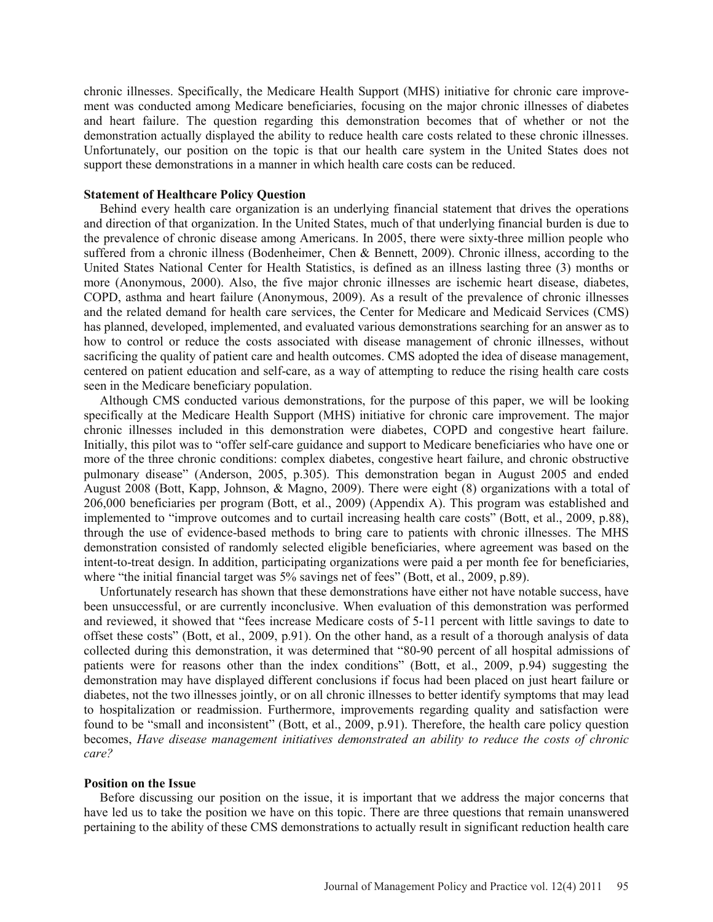chronic illnesses. Specifically, the Medicare Health Support (MHS) initiative for chronic care improvement was conducted among Medicare beneficiaries, focusing on the major chronic illnesses of diabetes and heart failure. The question regarding this demonstration becomes that of whether or not the demonstration actually displayed the ability to reduce health care costs related to these chronic illnesses. Unfortunately, our position on the topic is that our health care system in the United States does not support these demonstrations in a manner in which health care costs can be reduced.

### Statement of Healthcare Policy Question

Behind every health care organization is an underlying financial statement that drives the operations and direction of that organization. In the United States, much of that underlying financial burden is due to the prevalence of chronic disease among Americans. In 2005, there were sixty-three million people who suffered from a chronic illness (Bodenheimer, Chen & Bennett, 2009). Chronic illness, according to the United States National Center for Health Statistics, is defined as an illness lasting three (3) months or more (Anonymous, 2000). Also, the five major chronic illnesses are ischemic heart disease, diabetes, COPD, asthma and heart failure (Anonymous, 2009). As a result of the prevalence of chronic illnesses and the related demand for health care services, the Center for Medicare and Medicaid Services (CMS) has planned, developed, implemented, and evaluated various demonstrations searching for an answer as to how to control or reduce the costs associated with disease management of chronic illnesses, without sacrificing the quality of patient care and health outcomes. CMS adopted the idea of disease management, centered on patient education and self-care, as a way of attempting to reduce the rising health care costs seen in the Medicare beneficiary population.

Although CMS conducted various demonstrations, for the purpose of this paper, we will be looking specifically at the Medicare Health Support (MHS) initiative for chronic care improvement. The major chronic illnesses included in this demonstration were diabetes, COPD and congestive heart failure. Initially, this pilot was to "offer self-care guidance and support to Medicare beneficiaries who have one or more of the three chronic conditions: complex diabetes, congestive heart failure, and chronic obstructive pulmonary disease" (Anderson, 2005, p.305). This demonstration began in August 2005 and ended August 2008 (Bott, Kapp, Johnson, & Magno, 2009). There were eight (8) organizations with a total of 206,000 beneficiaries per program (Bott, et al., 2009) (Appendix A). This program was established and implemented to "improve outcomes and to curtail increasing health care costs" (Bott, et al., 2009, p.88), through the use of evidence-based methods to bring care to patients with chronic illnesses. The MHS demonstration consisted of randomly selected eligible beneficiaries, where agreement was based on the intent-to-treat design. In addition, participating organizations were paid a per month fee for beneficiaries, where "the initial financial target was 5% savings net of fees" (Bott, et al., 2009, p.89).

Unfortunately research has shown that these demonstrations have either not have notable success, have been unsuccessful, or are currently inconclusive. When evaluation of this demonstration was performed and reviewed, it showed that "fees increase Medicare costs of 5-11 percent with little savings to date to offset these costs" (Bott, et al., 2009, p.91). On the other hand, as a result of a thorough analysis of data collected during this demonstration, it was determined that "80-90 percent of all hospital admissions of patients were for reasons other than the index conditions" (Bott, et al., 2009, p.94) suggesting the demonstration may have displayed different conclusions if focus had been placed on just heart failure or diabetes, not the two illnesses jointly, or on all chronic illnesses to better identify symptoms that may lead to hospitalization or readmission. Furthermore, improvements regarding quality and satisfaction were found to be "small and inconsistent" (Bott, et al., 2009, p.91). Therefore, the health care policy question becomes, *Have disease management initiatives demonstrated an ability to reduce the costs of chronic care?*

### Position on the Issue

Before discussing our position on the issue, it is important that we address the major concerns that have led us to take the position we have on this topic. There are three questions that remain unanswered pertaining to the ability of these CMS demonstrations to actually result in significant reduction health care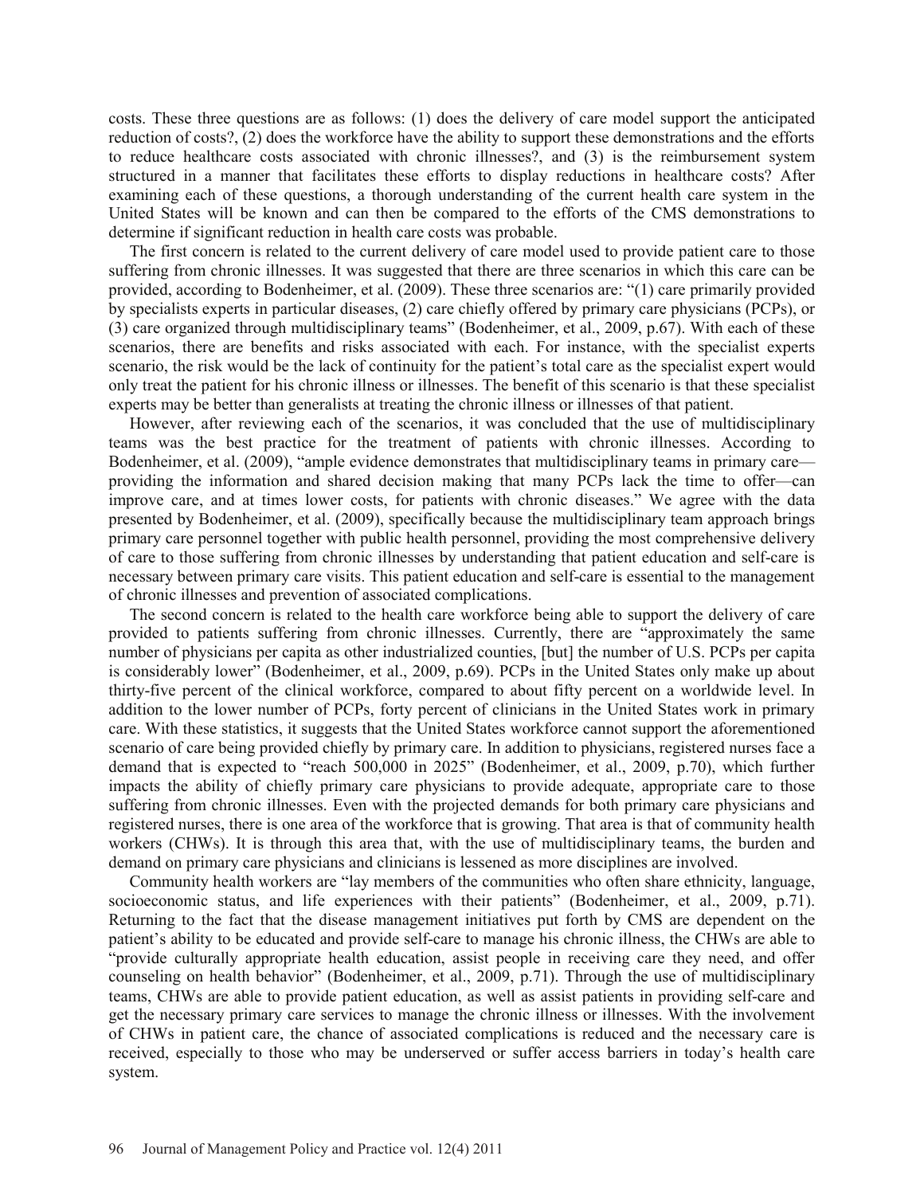costs. These three questions are as follows: (1) does the delivery of care model support the anticipated reduction of costs?, (2) does the workforce have the ability to support these demonstrations and the efforts to reduce healthcare costs associated with chronic illnesses?, and (3) is the reimbursement system structured in a manner that facilitates these efforts to display reductions in healthcare costs? After examining each of these questions, a thorough understanding of the current health care system in the United States will be known and can then be compared to the efforts of the CMS demonstrations to determine if significant reduction in health care costs was probable.

The first concern is related to the current delivery of care model used to provide patient care to those suffering from chronic illnesses. It was suggested that there are three scenarios in which this care can be provided, according to Bodenheimer, et al. (2009). These three scenarios are: "(1) care primarily provided by specialists experts in particular diseases, (2) care chiefly offered by primary care physicians (PCPs), or (3) care organized through multidisciplinary teams" (Bodenheimer, et al., 2009, p.67). With each of these scenarios, there are benefits and risks associated with each. For instance, with the specialist experts scenario, the risk would be the lack of continuity for the patient's total care as the specialist expert would only treat the patient for his chronic illness or illnesses. The benefit of this scenario is that these specialist experts may be better than generalists at treating the chronic illness or illnesses of that patient.

However, after reviewing each of the scenarios, it was concluded that the use of multidisciplinary teams was the best practice for the treatment of patients with chronic illnesses. According to Bodenheimer, et al. (2009), "ample evidence demonstrates that multidisciplinary teams in primary care—providing the information and shared decision making that many PCPs lack the time to offer—can improve care, and at times lower costs, for patients with chronic diseases." We agree with the data presented by Bodenheimer, et al. (2009), specifically because the multidisciplinary team approach brings primary care personnel together with public health personnel, providing the most comprehensive delivery of care to those suffering from chronic illnesses by understanding that patient education and self-care is necessary between primary care visits. This patient education and self-care is essential to the management of chronic illnesses and prevention of associated complications.

The second concern is related to the health care workforce being able to support the delivery of care provided to patients suffering from chronic illnesses. Currently, there are "approximately the same number of physicians per capita as other industrialized counties, [but] the number of U.S. PCPs per capita is considerably lower" (Bodenheimer, et al., 2009, p.69). PCPs in the United States only make up about thirty-five percent of the clinical workforce, compared to about fifty percent on a worldwide level. In addition to the lower number of PCPs, forty percent of clinicians in the United States work in primary care. With these statistics, it suggests that the United States workforce cannot support the aforementioned scenario of care being provided chiefly by primary care. In addition to physicians, registered nurses face a demand that is expected to "reach 500,000 in 2025" (Bodenheimer, et al., 2009, p.70), which further impacts the ability of chiefly primary care physicians to provide adequate, appropriate care to those suffering from chronic illnesses. Even with the projected demands for both primary care physicians and registered nurses, there is one area of the workforce that is growing. That area is that of community health workers (CHWs). It is through this area that, with the use of multidisciplinary teams, the burden and demand on primary care physicians and clinicians is lessened as more disciplines are involved.

Community health workers are "lay members of the communities who often share ethnicity, language, socioeconomic status, and life experiences with their patients" (Bodenheimer, et al., 2009, p.71). Returning to the fact that the disease management initiatives put forth by CMS are dependent on the patient's ability to be educated and provide self-care to manage his chronic illness, the CHWs are able to "provide culturally appropriate health education, assist people in receiving care they need, and offer counseling on health behavior" (Bodenheimer, et al., 2009, p.71). Through the use of multidisciplinary teams, CHWs are able to provide patient education, as well as assist patients in providing self-care and get the necessary primary care services to manage the chronic illness or illnesses. With the involvement of CHWs in patient care, the chance of associated complications is reduced and the necessary care is received, especially to those who may be underserved or suffer access barriers in today's health care system.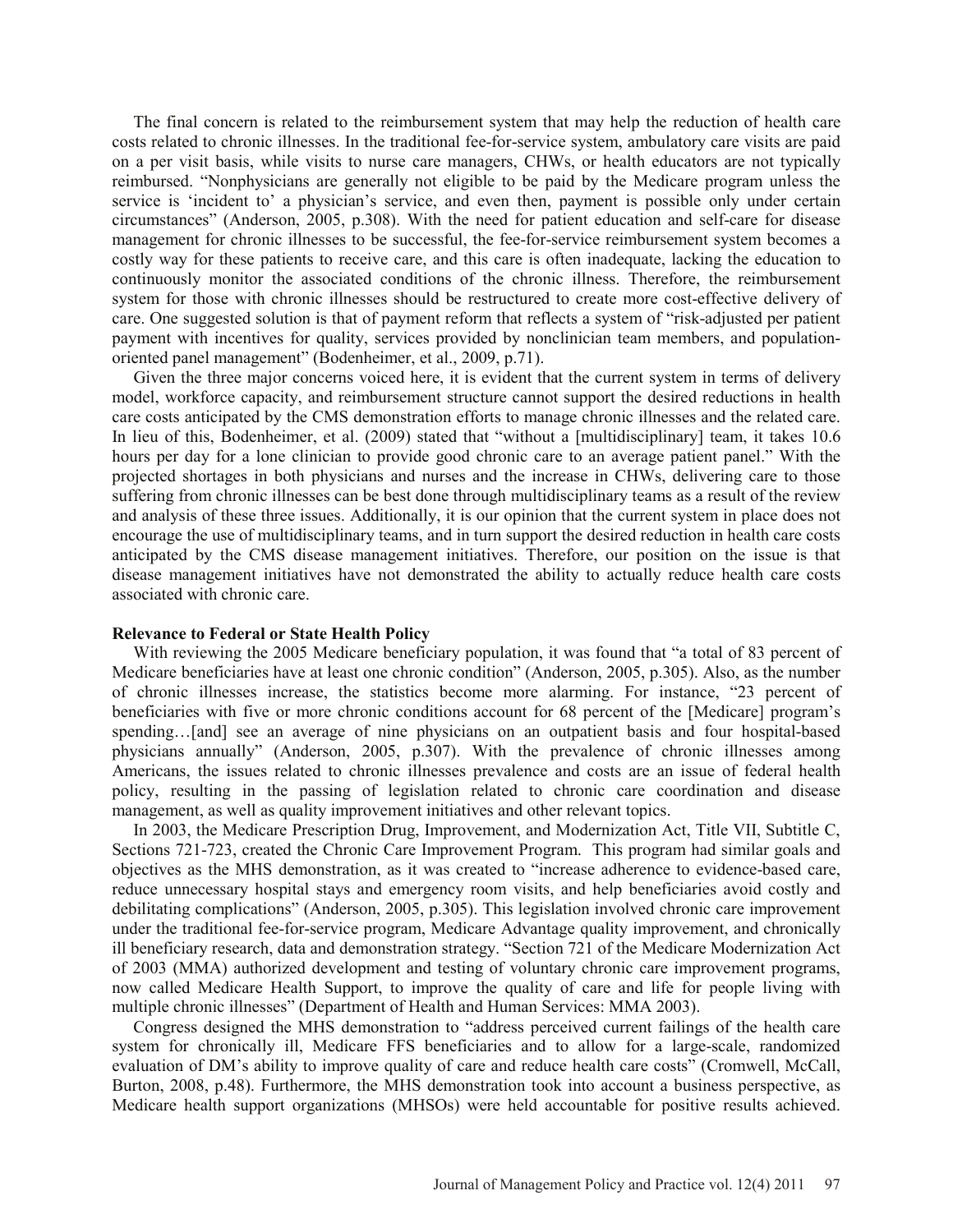The final concern is related to the reimbursement system that may help the reduction of health care costs related to chronic illnesses. In the traditional fee-for-service system, ambulatory care visits are paid on a per visit basis, while visits to nurse care managers, CHWs, or health educators are not typically reimbursed. "Nonphysicians are generally not eligible to be paid by the Medicare program unless the service is 'incident to' a physician's service, and even then, payment is possible only under certain circumstances" (Anderson, 2005, p.308). With the need for patient education and self-care for disease management for chronic illnesses to be successful, the fee-for-service reimbursement system becomes a costly way for these patients to receive care, and this care is often inadequate, lacking the education to continuously monitor the associated conditions of the chronic illness. Therefore, the reimbursement system for those with chronic illnesses should be restructured to create more cost-effective delivery of care. One suggested solution is that of payment reform that reflects a system of "risk-adjusted per patient payment with incentives for quality, services provided by nonclinician team members, and population-oriented panel management" (Bodenheimer, et al., 2009, p.71).

Given the three major concerns voiced here, it is evident that the current system in terms of delivery model, workforce capacity, and reimbursement structure cannot support the desired reductions in health care costs anticipated by the CMS demonstration efforts to manage chronic illnesses and the related care. In lieu of this, Bodenheimer, et al. (2009) stated that "without a [multidisciplinary] team, it takes 10.6 hours per day for a lone clinician to provide good chronic care to an average patient panel." With the projected shortages in both physicians and nurses and the increase in CHWs, delivering care to those suffering from chronic illnesses can be best done through multidisciplinary teams as a result of the review and analysis of these three issues. Additionally, it is our opinion that the current system in place does not encourage the use of multidisciplinary teams, and in turn support the desired reduction in health care costs anticipated by the CMS disease management initiatives. Therefore, our position on the issue is that disease management initiatives have not demonstrated the ability to actually reduce health care costs associated with chronic care.

**Relevance to Federal or State Health Policy**

With reviewing the 2005 Medicare beneficiary population, it was found that "a total of 83 percent of Medicare beneficiaries have at least one chronic condition" (Anderson, 2005, p.305). Also, as the number of chronic illnesses increase, the statistics become more alarming. For instance, "23 percent of beneficiaries with five or more chronic conditions account for 68 percent of the [Medicare] program's spending…[and] see an average of nine physicians on an outpatient basis and four hospital-based physicians annually" (Anderson, 2005, p.307). With the prevalence of chronic illnesses among Americans, the issues related to chronic illnesses prevalence and costs are an issue of federal health policy, resulting in the passing of legislation related to chronic care coordination and disease management, as well as quality improvement initiatives and other relevant topics.

In 2003, the Medicare Prescription Drug, Improvement, and Modernization Act, Title VII, Subtitle C, Sections 721-723, created the Chronic Care Improvement Program. This program had similar goals and objectives as the MHS demonstration, as it was created to "increase adherence to evidence-based care, reduce unnecessary hospital stays and emergency room visits, and help beneficiaries avoid costly and debilitating complications" (Anderson, 2005, p.305). This legislation involved chronic care improvement under the traditional fee-for-service program, Medicare Advantage quality improvement, and chronically ill beneficiary research, data and demonstration strategy. "Section 721 of the Medicare Modernization Act of 2003 (MMA) authorized development and testing of voluntary chronic care improvement programs, now called Medicare Health Support, to improve the quality of care and life for people living with multiple chronic illnesses" (Department of Health and Human Services: MMA 2003).

Congress designed the MHS demonstration to "address perceived current failings of the health care system for chronically ill, Medicare FFS beneficiaries and to allow for a large-scale, randomized evaluation of DM's ability to improve quality of care and reduce health care costs" (Cromwell, McCall, Burton, 2008, p.48). Furthermore, the MHS demonstration took into account a business perspective, as Medicare health support organizations (MHSOs) were held accountable for positive results achieved.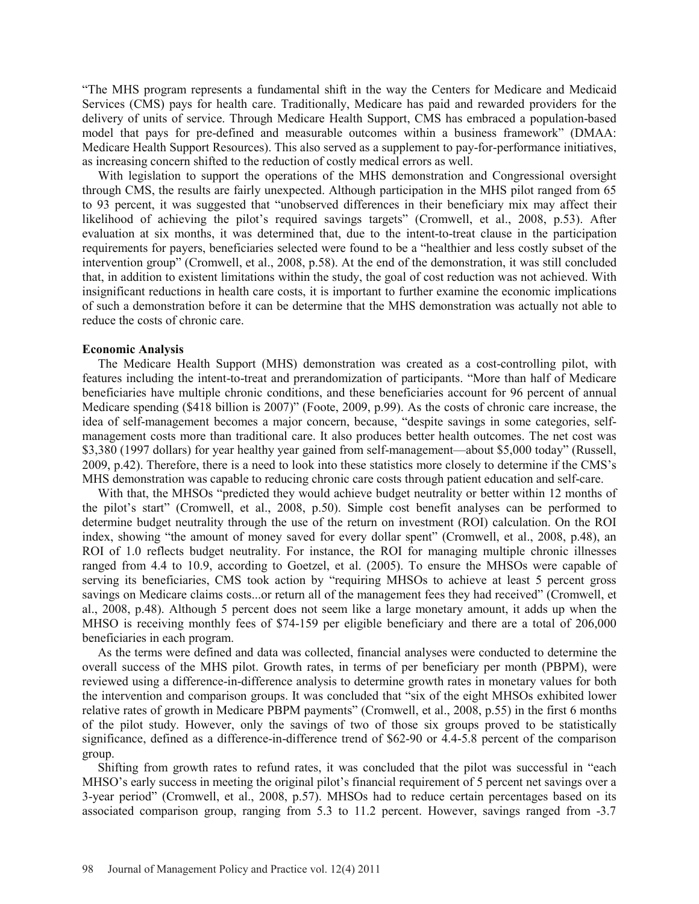"The MHS program represents a fundamental shift in the way the Centers for Medicare and Medicaid Services (CMS) pays for health care. Traditionally, Medicare has paid and rewarded providers for the delivery of units of service. Through Medicare Health Support, CMS has embraced a population-based model that pays for pre-defined and measurable outcomes within a business framework" (DMAA: Medicare Health Support Resources). This also served as a supplement to pay-for-performance initiatives, as increasing concern shifted to the reduction of costly medical errors as well.

With legislation to support the operations of the MHS demonstration and Congressional oversight through CMS, the results are fairly unexpected. Although participation in the MHS pilot ranged from 65 to 93 percent, it was suggested that "unobserved differences in their beneficiary mix may affect their likelihood of achieving the pilot's required savings targets" (Cromwell, et al., 2008, p.53). After evaluation at six months, it was determined that, due to the intent-to-treat clause in the participation requirements for payers, beneficiaries selected were found to be a "healthier and less costly subset of the intervention group" (Cromwell, et al., 2008, p.58). At the end of the demonstration, it was still concluded that, in addition to existent limitations within the study, the goal of cost reduction was not achieved. With insignificant reductions in health care costs, it is important to further examine the economic implications of such a demonstration before it can be determine that the MHS demonstration was actually not able to reduce the costs of chronic care.

**Economic Analysis**

The Medicare Health Support (MHS) demonstration was created as a cost-controlling pilot, with features including the intent-to-treat and prerandomization of participants. "More than half of Medicare beneficiaries have multiple chronic conditions, and these beneficiaries account for 96 percent of annual Medicare spending ($418 billion is 2007)" (Foote, 2009, p.99). As the costs of chronic care increase, the idea of self-management becomes a major concern, because, "despite savings in some categories, self-management costs more than traditional care. It also produces better health outcomes. The net cost was $3,380 (1997 dollars) for year healthy year gained from self-management—about $5,000 today" (Russell, 2009, p.42). Therefore, there is a need to look into these statistics more closely to determine if the CMS's MHS demonstration was capable to reducing chronic care costs through patient education and self-care.

With that, the MHSOs "predicted they would achieve budget neutrality or better within 12 months of the pilot's start" (Cromwell, et al., 2008, p.50). Simple cost benefit analyses can be performed to determine budget neutrality through the use of the return on investment (ROI) calculation. On the ROI index, showing "the amount of money saved for every dollar spent" (Cromwell, et al., 2008, p.48), an ROI of 1.0 reflects budget neutrality. For instance, the ROI for managing multiple chronic illnesses ranged from 4.4 to 10.9, according to Goetzel, et al. (2005). To ensure the MHSOs were capable of serving its beneficiaries, CMS took action by "requiring MHSOs to achieve at least 5 percent gross savings on Medicare claims costs...or return all of the management fees they had received" (Cromwell, et al., 2008, p.48). Although 5 percent does not seem like a large monetary amount, it adds up when the MHSO is receiving monthly fees of $74-159 per eligible beneficiary and there are a total of 206,000 beneficiaries in each program.

As the terms were defined and data was collected, financial analyses were conducted to determine the overall success of the MHS pilot. Growth rates, in terms of per beneficiary per month (PBPM), were reviewed using a difference-in-difference analysis to determine growth rates in monetary values for both the intervention and comparison groups. It was concluded that "six of the eight MHSOs exhibited lower relative rates of growth in Medicare PBPM payments" (Cromwell, et al., 2008, p.55) in the first 6 months of the pilot study. However, only the savings of two of those six groups proved to be statistically significance, defined as a difference-in-difference trend of $62-90 or 4.4-5.8 percent of the comparison group.

Shifting from growth rates to refund rates, it was concluded that the pilot was successful in "each MHSO's early success in meeting the original pilot's financial requirement of 5 percent net savings over a 3-year period" (Cromwell, et al., 2008, p.57). MHSOs had to reduce certain percentages based on its associated comparison group, ranging from 5.3 to 11.2 percent. However, savings ranged from -3.7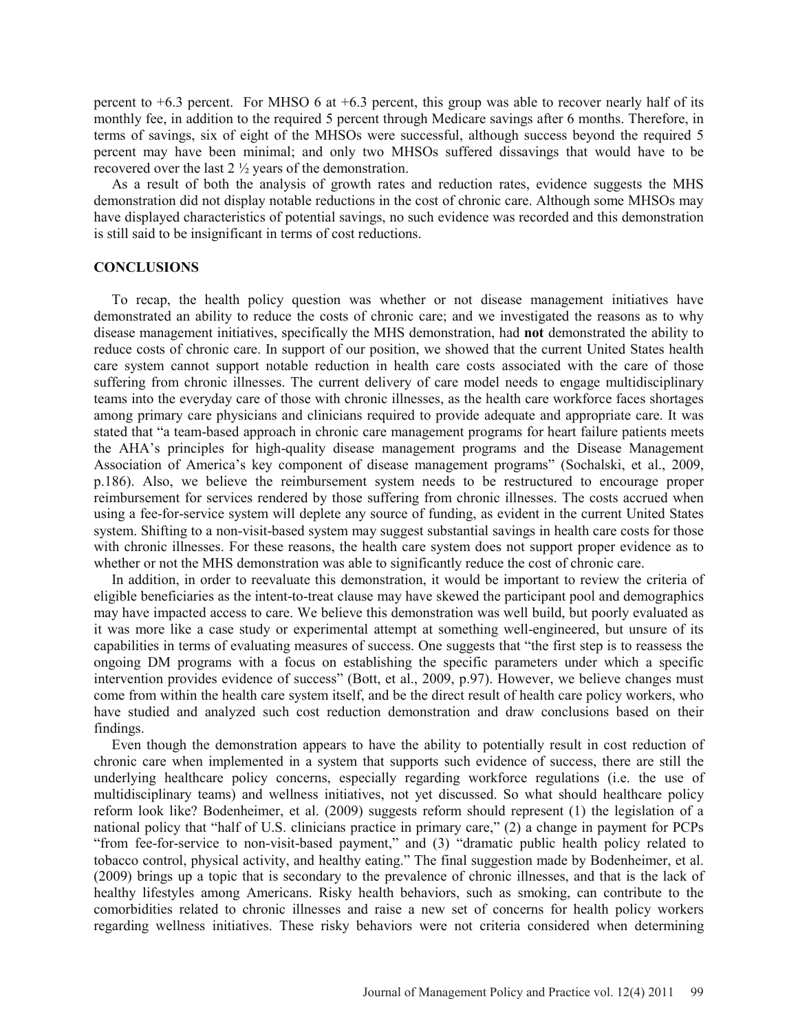percent to +6.3 percent. For MHSO 6 at +6.3 percent, this group was able to recover nearly half of its monthly fee, in addition to the required 5 percent through Medicare savings after 6 months. Therefore, in terms of savings, six of eight of the MHSOs were successful, although success beyond the required 5 percent may have been minimal; and only two MHSOs suffered dissavings that would have to be recovered over the last 2 ½ years of the demonstration.

As a result of both the analysis of growth rates and reduction rates, evidence suggests the MHS demonstration did not display notable reductions in the cost of chronic care. Although some MHSOs may have displayed characteristics of potential savings, no such evidence was recorded and this demonstration is still said to be insignificant in terms of cost reductions.

## CONCLUSIONS

To recap, the health policy question was whether or not disease management initiatives have demonstrated an ability to reduce the costs of chronic care; and we investigated the reasons as to why disease management initiatives, specifically the MHS demonstration, had **not** demonstrated the ability to reduce costs of chronic care. In support of our position, we showed that the current United States health care system cannot support notable reduction in health care costs associated with the care of those suffering from chronic illnesses. The current delivery of care model needs to engage multidisciplinary teams into the everyday care of those with chronic illnesses, as the health care workforce faces shortages among primary care physicians and clinicians required to provide adequate and appropriate care. It was stated that "a team-based approach in chronic care management programs for heart failure patients meets the AHA's principles for high-quality disease management programs and the Disease Management Association of America's key component of disease management programs" (Sochalski, et al., 2009, p.186). Also, we believe the reimbursement system needs to be restructured to encourage proper reimbursement for services rendered by those suffering from chronic illnesses. The costs accrued when using a fee-for-service system will deplete any source of funding, as evident in the current United States system. Shifting to a non-visit-based system may suggest substantial savings in health care costs for those with chronic illnesses. For these reasons, the health care system does not support proper evidence as to whether or not the MHS demonstration was able to significantly reduce the cost of chronic care.

In addition, in order to reevaluate this demonstration, it would be important to review the criteria of eligible beneficiaries as the intent-to-treat clause may have skewed the participant pool and demographics may have impacted access to care. We believe this demonstration was well build, but poorly evaluated as it was more like a case study or experimental attempt at something well-engineered, but unsure of its capabilities in terms of evaluating measures of success. One suggests that "the first step is to reassess the ongoing DM programs with a focus on establishing the specific parameters under which a specific intervention provides evidence of success" (Bott, et al., 2009, p.97). However, we believe changes must come from within the health care system itself, and be the direct result of health care policy workers, who have studied and analyzed such cost reduction demonstration and draw conclusions based on their findings.

Even though the demonstration appears to have the ability to potentially result in cost reduction of chronic care when implemented in a system that supports such evidence of success, there are still the underlying healthcare policy concerns, especially regarding workforce regulations (i.e. the use of multidisciplinary teams) and wellness initiatives, not yet discussed. So what should healthcare policy reform look like? Bodenheimer, et al. (2009) suggests reform should represent (1) the legislation of a national policy that "half of U.S. clinicians practice in primary care," (2) a change in payment for PCPs "from fee-for-service to non-visit-based payment," and (3) "dramatic public health policy related to tobacco control, physical activity, and healthy eating." The final suggestion made by Bodenheimer, et al. (2009) brings up a topic that is secondary to the prevalence of chronic illnesses, and that is the lack of healthy lifestyles among Americans. Risky health behaviors, such as smoking, can contribute to the comorbidities related to chronic illnesses and raise a new set of concerns for health policy workers regarding wellness initiatives. These risky behaviors were not criteria considered when determining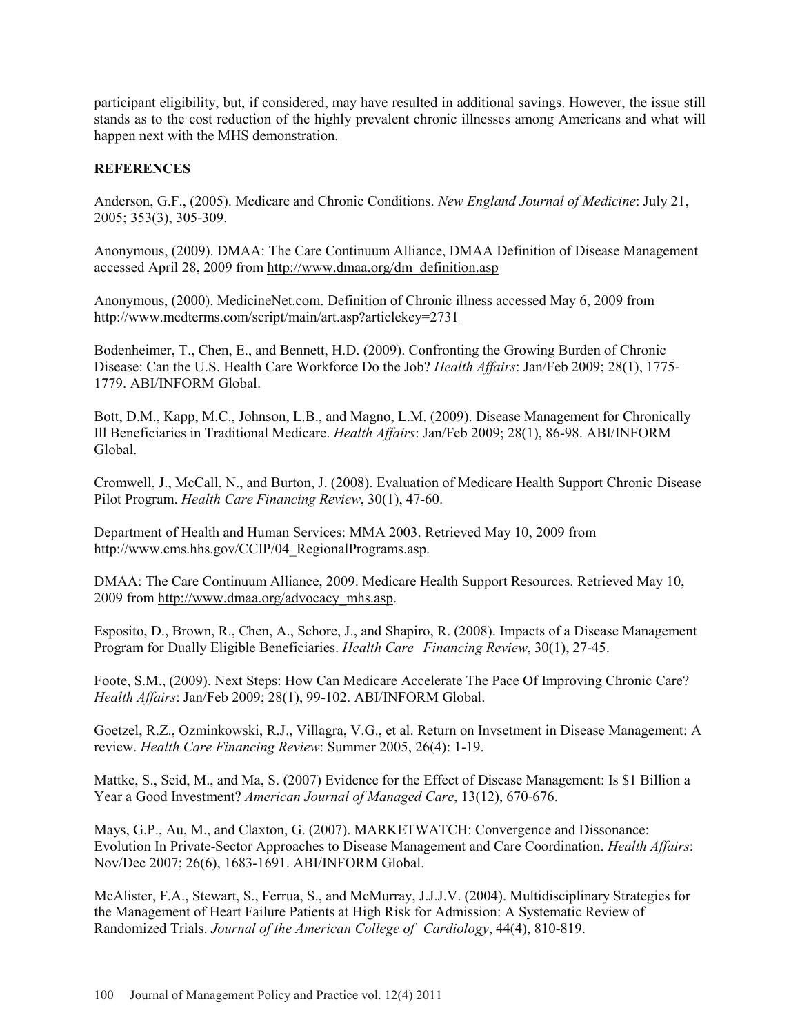participant eligibility, but, if considered, may have resulted in additional savings. However, the issue still stands as to the cost reduction of the highly prevalent chronic illnesses among Americans and what will happen next with the MHS demonstration.

## REFERENCES

Anderson, G.F., (2005). Medicare and Chronic Conditions. *New England Journal of Medicine*: July 21, 2005; 353(3), 305-309.

Anonymous, (2009). DMAA: The Care Continuum Alliance, DMAA Definition of Disease Management accessed April 28, 2009 from http://www.dmaa.org/dm_definition.asp

Anonymous, (2000). MedicineNet.com. Definition of Chronic illness accessed May 6, 2009 from http://www.medterms.com/script/main/art.asp?articlekey=2731

Bodenheimer, T., Chen, E., and Bennett, H.D. (2009). Confronting the Growing Burden of Chronic Disease: Can the U.S. Health Care Workforce Do the Job? *Health Affairs*: Jan/Feb 2009; 28(1), 1775-1779. ABI/INFORM Global.

Bott, D.M., Kapp, M.C., Johnson, L.B., and Magno, L.M. (2009). Disease Management for Chronically Ill Beneficiaries in Traditional Medicare. *Health Affairs*: Jan/Feb 2009; 28(1), 86-98. ABI/INFORM Global.

Cromwell, J., McCall, N., and Burton, J. (2008). Evaluation of Medicare Health Support Chronic Disease Pilot Program. *Health Care Financing Review*, 30(1), 47-60.

Department of Health and Human Services: MMA 2003. Retrieved May 10, 2009 from http://www.cms.hhs.gov/CCIP/04_RegionalPrograms.asp.

DMAA: The Care Continuum Alliance, 2009. Medicare Health Support Resources. Retrieved May 10, 2009 from http://www.dmaa.org/advocacy_mhs.asp.

Esposito, D., Brown, R., Chen, A., Schore, J., and Shapiro, R. (2008). Impacts of a Disease Management Program for Dually Eligible Beneficiaries. *Health Care Financing Review*, 30(1), 27-45.

Foote, S.M., (2009). Next Steps: How Can Medicare Accelerate The Pace Of Improving Chronic Care? *Health Affairs*: Jan/Feb 2009; 28(1), 99-102. ABI/INFORM Global.

Goetzel, R.Z., Ozminkowski, R.J., Villagra, V.G., et al. Return on Invsetment in Disease Management: A review. *Health Care Financing Review*: Summer 2005, 26(4): 1-19.

Mattke, S., Seid, M., and Ma, S. (2007) Evidence for the Effect of Disease Management: Is $1 Billion a Year a Good Investment? *American Journal of Managed Care*, 13(12), 670-676.

Mays, G.P., Au, M., and Claxton, G. (2007). MARKETWATCH: Convergence and Dissonance: Evolution In Private-Sector Approaches to Disease Management and Care Coordination. *Health Affairs*: Nov/Dec 2007; 26(6), 1683-1691. ABI/INFORM Global.

McAlister, F.A., Stewart, S., Ferrua, S., and McMurray, J.J.J.V. (2004). Multidisciplinary Strategies for the Management of Heart Failure Patients at High Risk for Admission: A Systematic Review of Randomized Trials. *Journal of the American College of Cardiology*, 44(4), 810-819.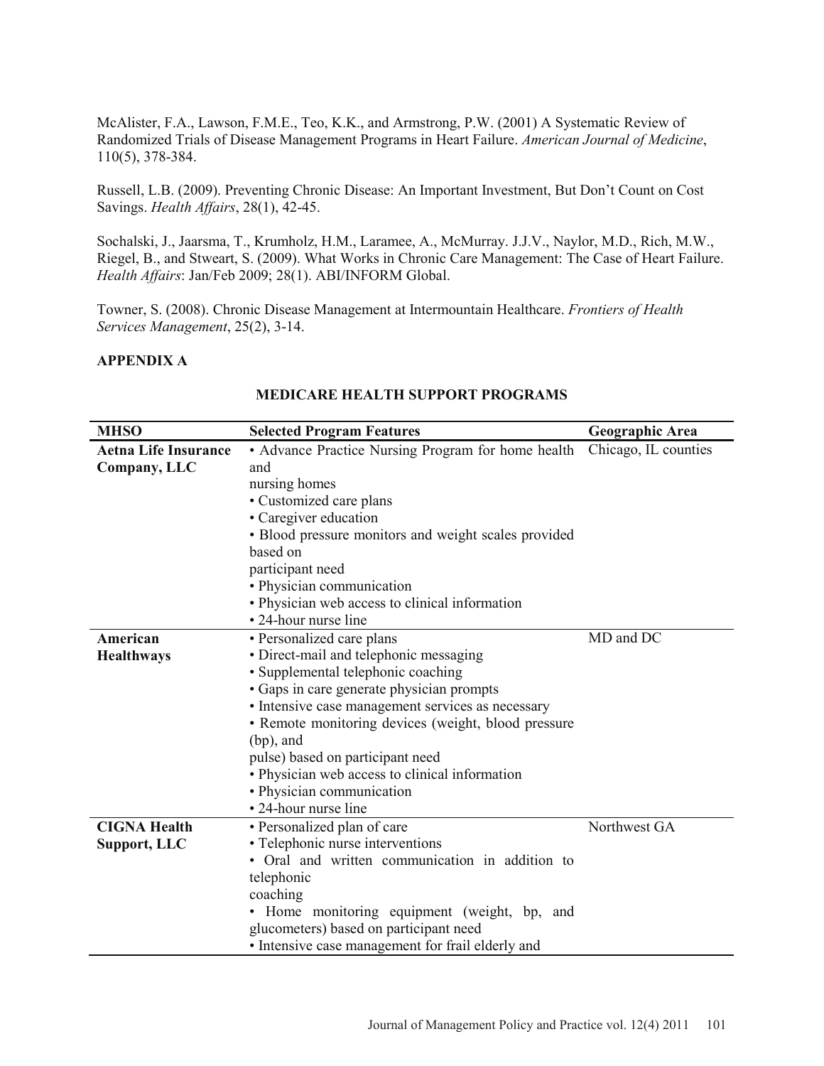McAlister, F.A., Lawson, F.M.E., Teo, K.K., and Armstrong, P.W. (2001) A Systematic Review of Randomized Trials of Disease Management Programs in Heart Failure. *American Journal of Medicine*, 110(5), 378-384.

Russell, L.B. (2009). Preventing Chronic Disease: An Important Investment, But Don't Count on Cost Savings. *Health Affairs*, 28(1), 42-45.

Sochalski, J., Jaarsma, T., Krumholz, H.M., Laramee, A., McMurray. J.J.V., Naylor, M.D., Rich, M.W., Riegel, B., and Stweart, S. (2009). What Works in Chronic Care Management: The Case of Heart Failure. *Health Affairs*: Jan/Feb 2009; 28(1). ABI/INFORM Global.

Towner, S. (2008). Chronic Disease Management at Intermountain Healthcare. *Frontiers of Health Services Management*, 25(2), 3-14.

**APPENDIX A**

**MEDICARE HEALTH SUPPORT PROGRAMS**

| MHSO | Selected Program Features | Geographic Area |
|---|---|---|
| **Aetna Life Insurance Company, LLC** | • Advance Practice Nursing Program for home health and nursing homes<br>• Customized care plans<br>• Caregiver education<br>• Blood pressure monitors and weight scales provided based on participant need<br>• Physician communication<br>• Physician web access to clinical information<br>• 24-hour nurse line | Chicago, IL counties |
| **American Healthways** | • Personalized care plans<br>• Direct-mail and telephonic messaging<br>• Supplemental telephonic coaching<br>• Gaps in care generate physician prompts<br>• Intensive case management services as necessary<br>• Remote monitoring devices (weight, blood pressure (bp), and pulse) based on participant need<br>• Physician web access to clinical information<br>• Physician communication<br>• 24-hour nurse line | MD and DC |
| **CIGNA Health Support, LLC** | • Personalized plan of care<br>• Telephonic nurse interventions<br>• Oral and written communication in addition to telephonic coaching<br>• Home monitoring equipment (weight, bp, and glucometers) based on participant need<br>• Intensive case management for frail elderly and | Northwest GA |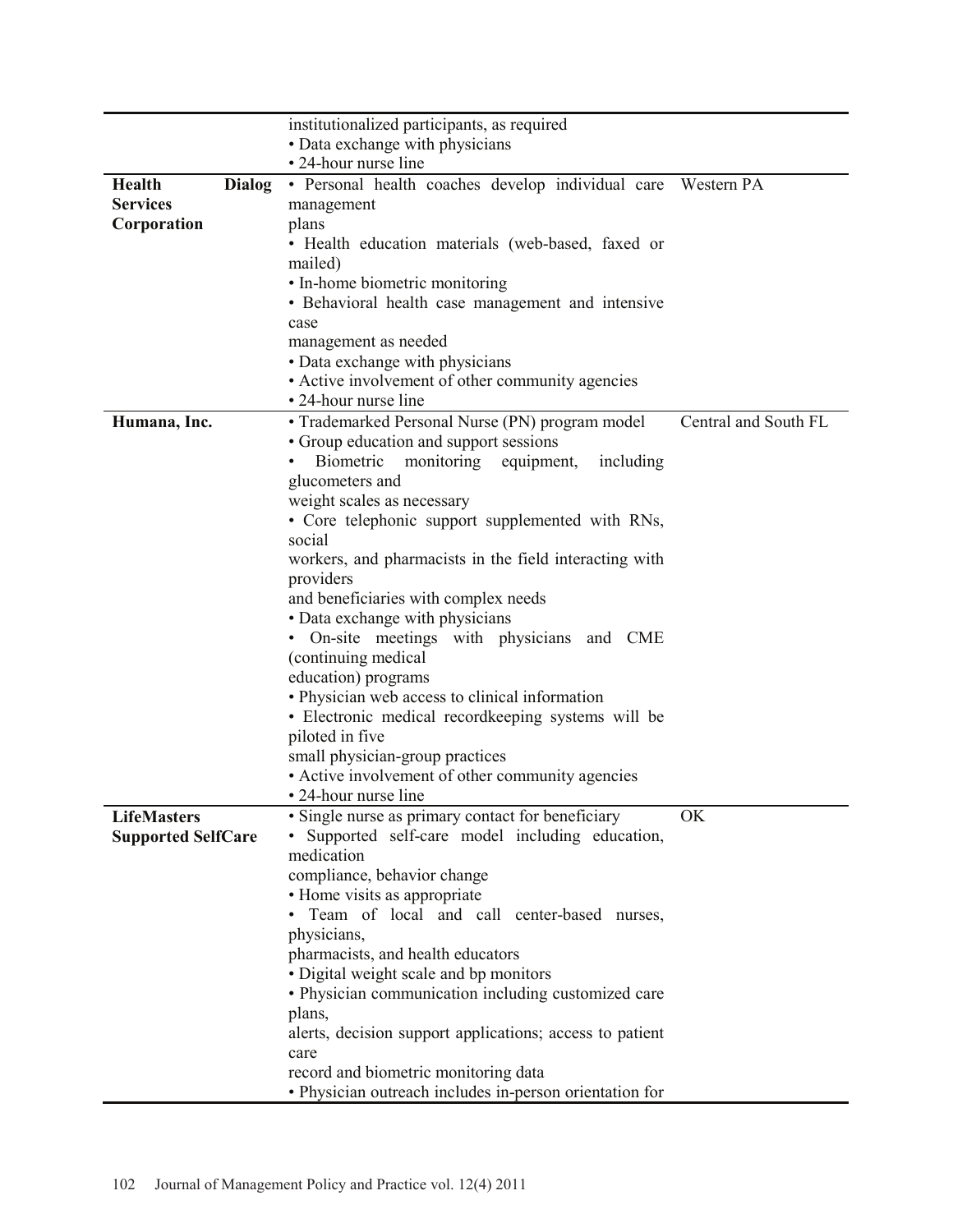| | | |
|---|---|---|
| | institutionalized participants, as required<br>• Data exchange with physicians<br>• 24-hour nurse line | |
| **Health Dialog Services Corporation** | • Personal health coaches develop individual care management plans<br>• Health education materials (web-based, faxed or mailed)<br>• In-home biometric monitoring<br>• Behavioral health case management and intensive case management as needed<br>• Data exchange with physicians<br>• Active involvement of other community agencies<br>• 24-hour nurse line | Western PA |
| **Humana, Inc.** | • Trademarked Personal Nurse (PN) program model<br>• Group education and support sessions<br>• Biometric monitoring equipment, including glucometers and weight scales as necessary<br>• Core telephonic support supplemented with RNs, social workers, and pharmacists in the field interacting with providers and beneficiaries with complex needs<br>• Data exchange with physicians<br>• On-site meetings with physicians and CME (continuing medical education) programs<br>• Physician web access to clinical information<br>• Electronic medical recordkeeping systems will be piloted in five small physician-group practices<br>• Active involvement of other community agencies<br>• 24-hour nurse line | Central and South FL |
| **LifeMasters Supported SelfCare** | • Single nurse as primary contact for beneficiary<br>• Supported self-care model including education, medication compliance, behavior change<br>• Home visits as appropriate<br>• Team of local and call center-based nurses, physicians, pharmacists, and health educators<br>• Digital weight scale and bp monitors<br>• Physician communication including customized care plans, alerts, decision support applications; access to patient care record and biometric monitoring data<br>• Physician outreach includes in-person orientation for | OK |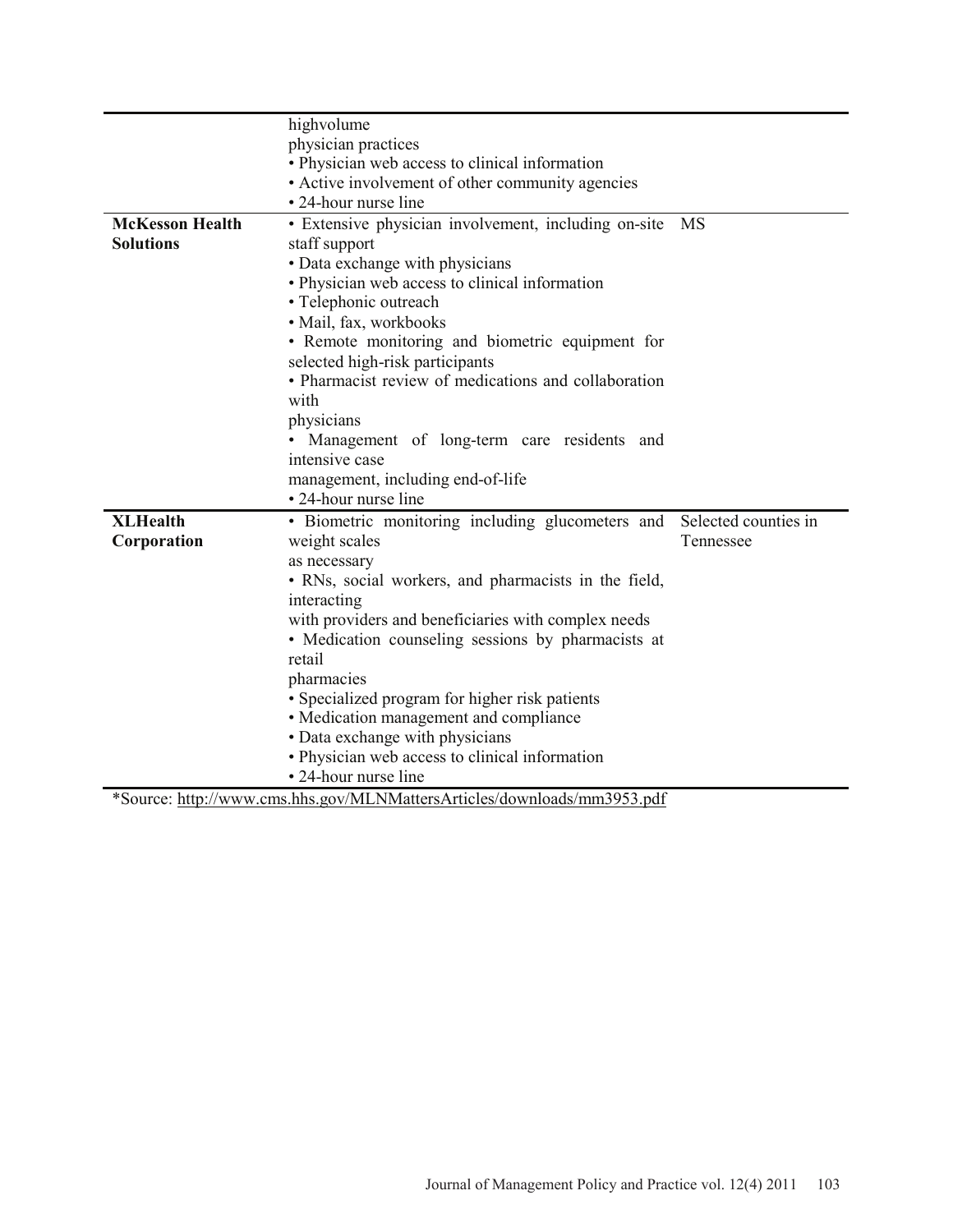| | | |
|---|---|---|
| | highvolume physician practices<br>• Physician web access to clinical information<br>• Active involvement of other community agencies<br>• 24-hour nurse line | |
| **McKesson Health Solutions** | • Extensive physician involvement, including on-site staff support<br>• Data exchange with physicians<br>• Physician web access to clinical information<br>• Telephonic outreach<br>• Mail, fax, workbooks<br>• Remote monitoring and biometric equipment for selected high-risk participants<br>• Pharmacist review of medications and collaboration with physicians<br>• Management of long-term care residents and intensive case management, including end-of-life<br>• 24-hour nurse line | MS |
| **XLHealth Corporation** | • Biometric monitoring including glucometers and weight scales as necessary<br>• RNs, social workers, and pharmacists in the field, interacting with providers and beneficiaries with complex needs<br>• Medication counseling sessions by pharmacists at retail pharmacies<br>• Specialized program for higher risk patients<br>• Medication management and compliance<br>• Data exchange with physicians<br>• Physician web access to clinical information<br>• 24-hour nurse line | Selected counties in Tennessee |

*Source: http://www.cms.hhs.gov/MLNMattersArticles/downloads/mm3953.pdf